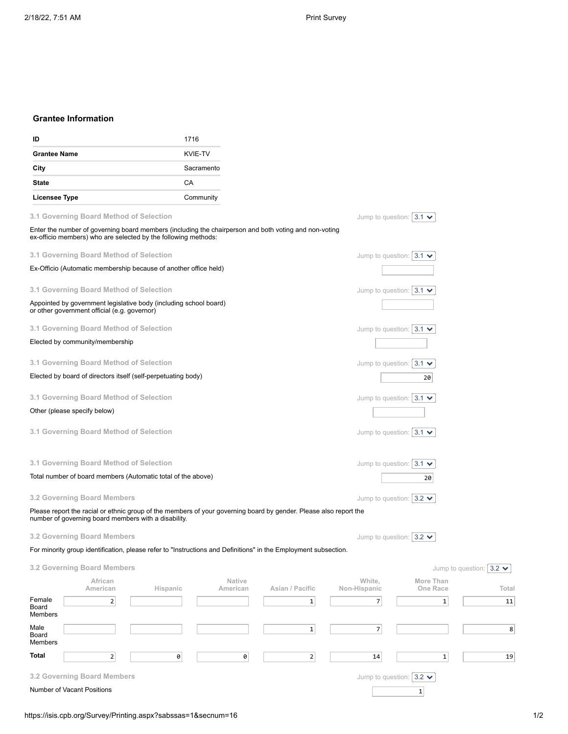### Grantee Information

| ID | 1716 |
|---|---|
| **Grantee Name** | KVIE-TV |
| **City** | Sacramento |
| **State** | CA |
| **Licensee Type** | Community |

**3.1 Governing Board Method of Selection** — Jump to question: 3.1

Enter the number of governing board members (including the chairperson and both voting and non-voting ex-officio members) who are selected by the following methods:

**3.1 Governing Board Method of Selection** — Jump to question: 3.1

Ex-Officio (Automatic membership because of another office held):

**3.1 Governing Board Method of Selection** — Jump to question: 3.1

Appointed by government legislative body (including school board) or other government official (e.g. governor):

**3.1 Governing Board Method of Selection** — Jump to question: 3.1

Elected by community/membership:

**3.1 Governing Board Method of Selection** — Jump to question: 3.1

Elected by board of directors itself (self-perpetuating body): 20

**3.1 Governing Board Method of Selection** — Jump to question: 3.1

Other (please specify below):

**3.1 Governing Board Method of Selection** — Jump to question: 3.1

**3.1 Governing Board Method of Selection** — Jump to question: 3.1

Total number of board members (Automatic total of the above): 20

**3.2 Governing Board Members** — Jump to question: 3.2

Please report the racial or ethnic group of the members of your governing board by gender. Please also report the number of governing board members with a disability.

**3.2 Governing Board Members** — Jump to question: 3.2

For minority group identification, please refer to "Instructions and Definitions" in the Employment subsection.

**3.2 Governing Board Members** — Jump to question: 3.2

| | African American | Hispanic | Native American | Asian / Pacific | White, Non-Hispanic | More Than One Race | Total |
|---|---|---|---|---|---|---|---|
| Female Board Members | 2 | | | 1 | 7 | 1 | 11 |
| Male Board Members | | | | 1 | 7 | | 8 |
| **Total** | 2 | 0 | 0 | 2 | 14 | 1 | 19 |

**3.2 Governing Board Members** — Jump to question: 3.2

Number of Vacant Positions: 1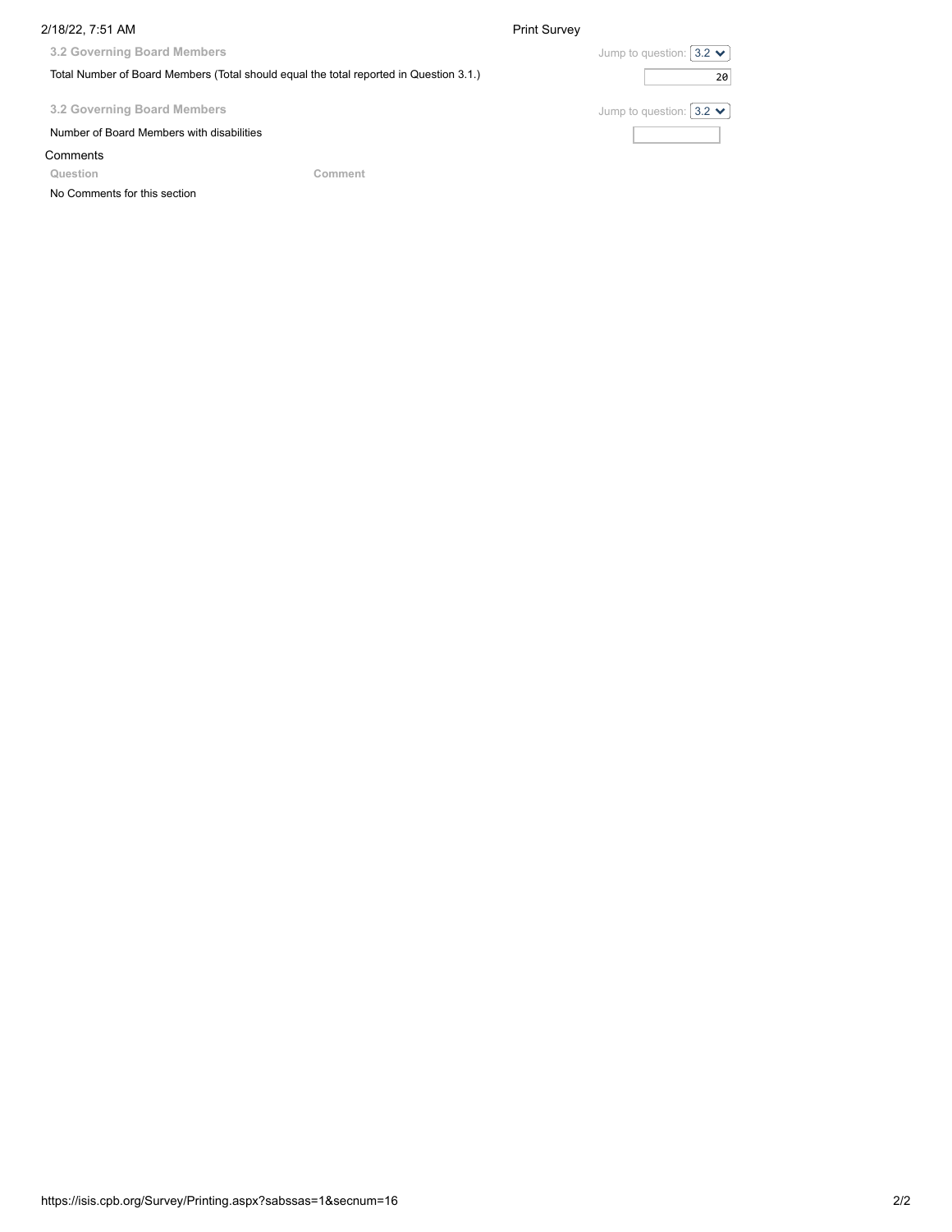### 3.2 Governing Board Members

Jump to question: 3.2

Total Number of Board Members (Total should equal the total reported in Question 3.1.)

20

### 3.2 Governing Board Members

Jump to question: 3.2

Number of Board Members with disabilities

## Comments

| Question | Comment |
| --- | --- |
| No Comments for this section | |